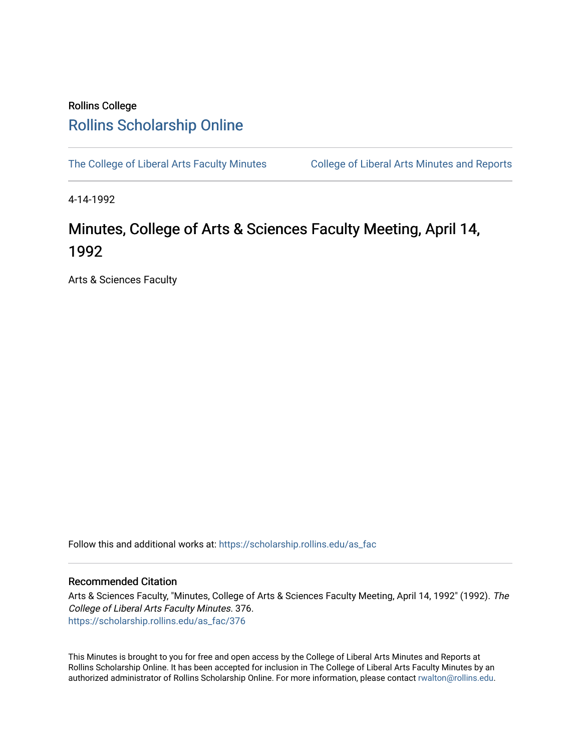Rollins College

# Rollins Scholarship Online

The College of Liberal Arts Faculty Minutes | College of Liberal Arts Minutes and Reports

4-14-1992

# Minutes, College of Arts & Sciences Faculty Meeting, April 14, 1992

Arts & Sciences Faculty

Follow this and additional works at: https://scholarship.rollins.edu/as_fac

## Recommended Citation

Arts & Sciences Faculty, "Minutes, College of Arts & Sciences Faculty Meeting, April 14, 1992" (1992). *The College of Liberal Arts Faculty Minutes*. 376.
https://scholarship.rollins.edu/as_fac/376

This Minutes is brought to you for free and open access by the College of Liberal Arts Minutes and Reports at Rollins Scholarship Online. It has been accepted for inclusion in The College of Liberal Arts Faculty Minutes by an authorized administrator of Rollins Scholarship Online. For more information, please contact rwalton@rollins.edu.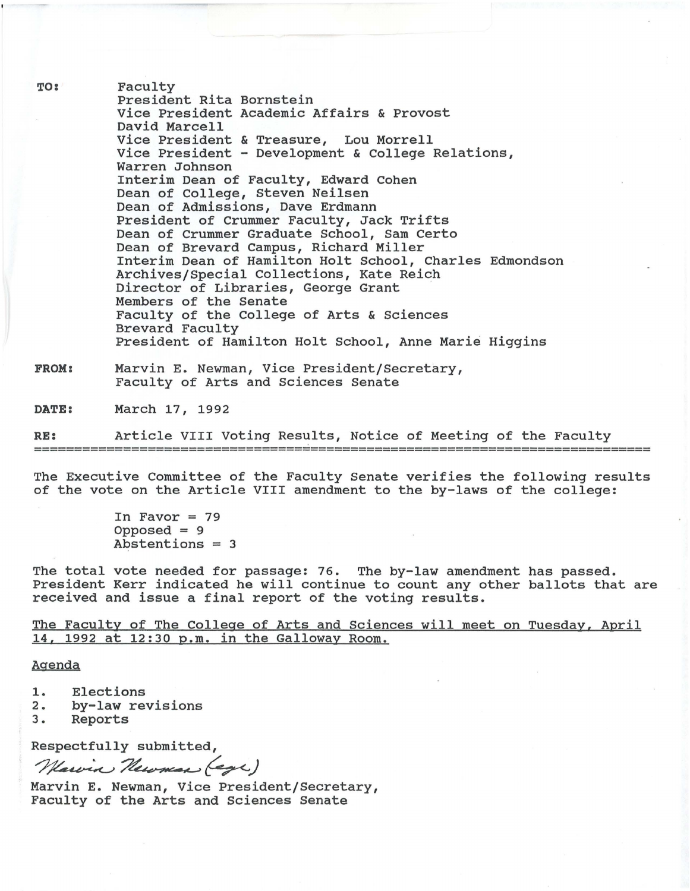**TO:** Faculty
President Rita Bornstein
Vice President Academic Affairs & Provost
David Marcell
Vice President & Treasure, Lou Morrell
Vice President - Development & College Relations,
Warren Johnson
Interim Dean of Faculty, Edward Cohen
Dean of College, Steven Neilsen
Dean of Admissions, Dave Erdmann
President of Crummer Faculty, Jack Trifts
Dean of Crummer Graduate School, Sam Certo
Dean of Brevard Campus, Richard Miller
Interim Dean of Hamilton Holt School, Charles Edmondson
Archives/Special Collections, Kate Reich
Director of Libraries, George Grant
Members of the Senate
Faculty of the College of Arts & Sciences
Brevard Faculty
President of Hamilton Holt School, Anne Marie Higgins

**FROM:** Marvin E. Newman, Vice President/Secretary, Faculty of Arts and Sciences Senate

**DATE:** March 17, 1992

**RE:** Article VIII Voting Results, Notice of Meeting of the Faculty

---

The Executive Committee of the Faculty Senate verifies the following results of the vote on the Article VIII amendment to the by-laws of the college:

In Favor = 79
Opposed = 9
Abstentions = 3

The total vote needed for passage: 76. The by-law amendment has passed. President Kerr indicated he will continue to count any other ballots that are received and issue a final report of the voting results.

<u>The Faculty of The College of Arts and Sciences will meet on Tuesday, April 14, 1992 at 12:30 p.m. in the Galloway Room.</u>

<u>Agenda</u>

1. Elections
2. by-law revisions
3. Reports

Respectfully submitted,

*Marvin Newman (egl)*

Marvin E. Newman, Vice President/Secretary,
Faculty of the Arts and Sciences Senate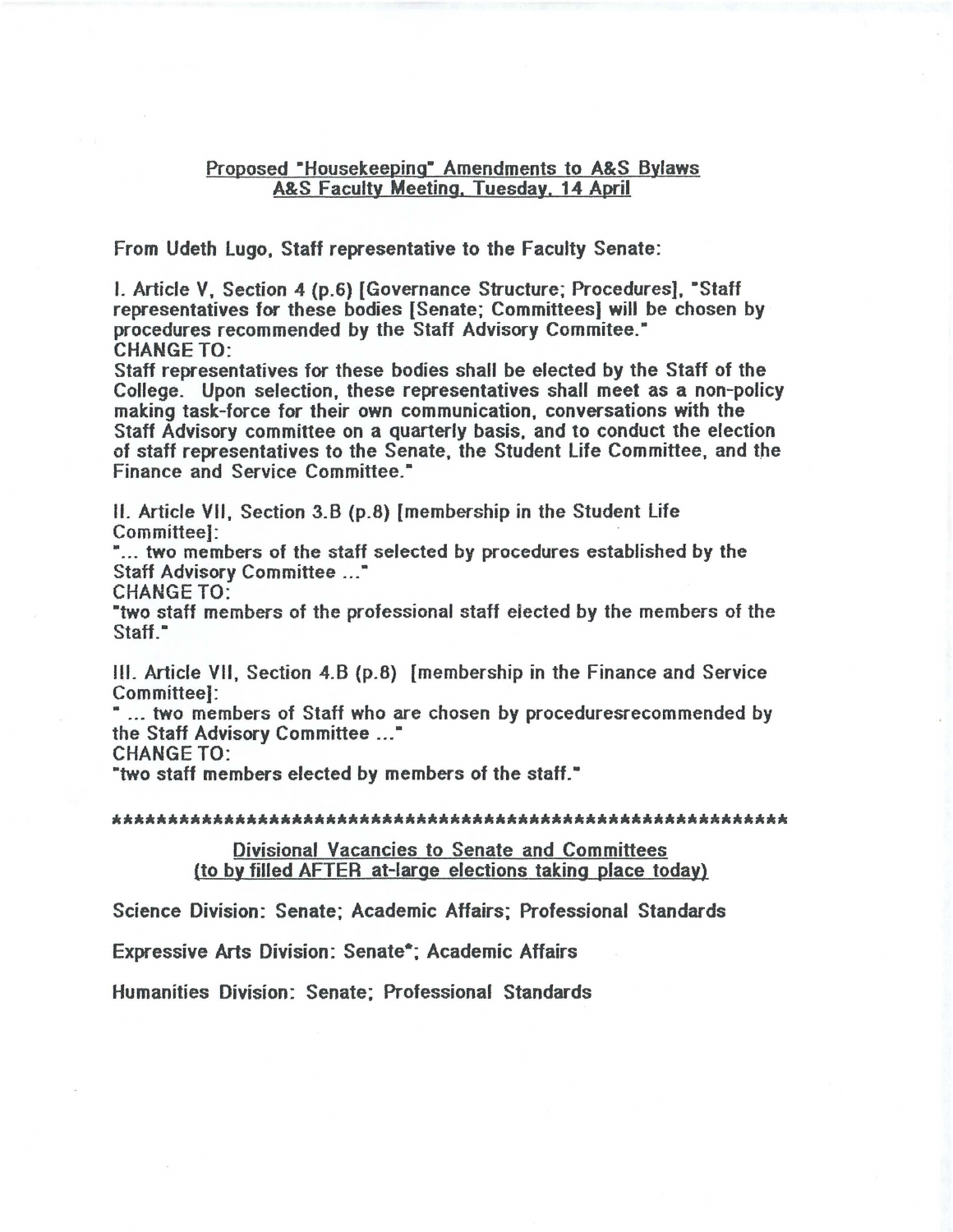## Proposed "Housekeeping" Amendments to A&S Bylaws
## A&S Faculty Meeting, Tuesday, 14 April

**From Udeth Lugo, Staff representative to the Faculty Senate:**

**I. Article V, Section 4 (p.6) [Governance Structure; Procedures], "Staff representatives for these bodies [Senate; Committees] will be chosen by procedures recommended by the Staff Advisory Commitee."**
**CHANGE TO:**
**Staff representatives for these bodies shall be elected by the Staff of the College. Upon selection, these representatives shall meet as a non-policy making task-force for their own communication, conversations with the Staff Advisory committee on a quarterly basis, and to conduct the election of staff representatives to the Senate, the Student Life Committee, and the Finance and Service Committee."**

**II. Article VII, Section 3.B (p.8) [membership in the Student Life Committee]:**
**"... two members of the staff selected by procedures established by the Staff Advisory Committee ..."**
**CHANGE TO:**
**"two staff members of the professional staff elected by the members of the Staff."**

**III. Article VII, Section 4.B (p.8) [membership in the Finance and Service Committee]:**
**" ... two members of Staff who are chosen by proceduresrecommended by the Staff Advisory Committee ..."**
**CHANGE TO:**
**"two staff members elected by members of the staff."**

************************************************************

## Divisional Vacancies to Senate and Committees
## (to by filled AFTER at-large elections taking place today)

**Science Division: Senate; Academic Affairs; Professional Standards**

**Expressive Arts Division: Senate*; Academic Affairs**

**Humanities Division: Senate; Professional Standards**